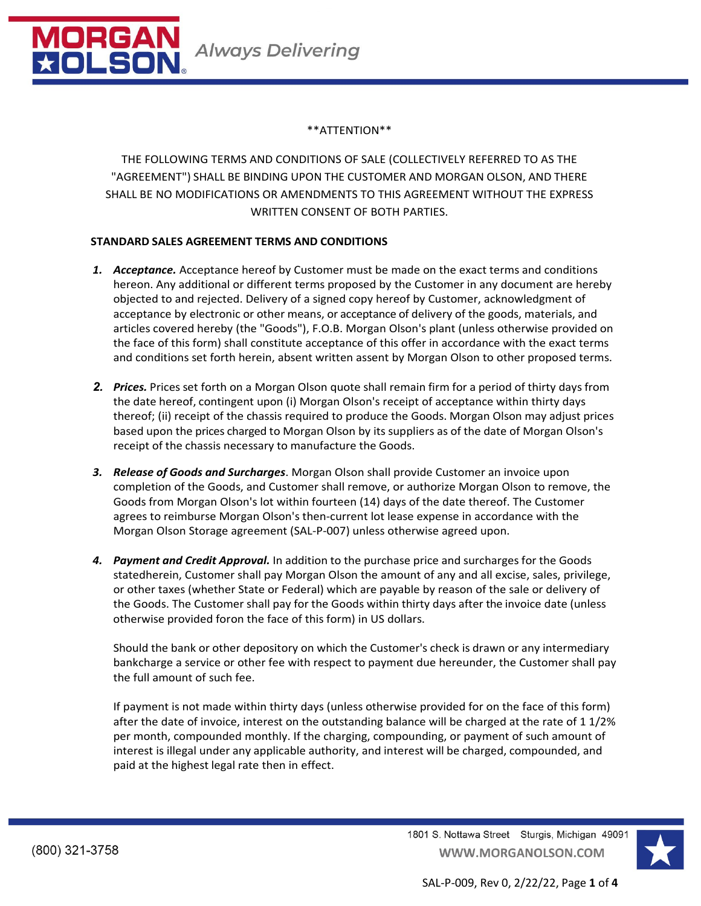\*\*ATTENTION\*\*

THE FOLLOWING TERMS AND CONDITIONS OF SALE (COLLECTIVELY REFERRED TO AS THE "AGREEMENT") SHALL BE BINDING UPON THE CUSTOMER AND MORGAN OLSON, AND THERE SHALL BE NO MODIFICATIONS OR AMENDMENTS TO THIS AGREEMENT WITHOUT THE EXPRESS WRITTEN CONSENT OF BOTH PARTIES.

**STANDARD SALES AGREEMENT TERMS AND CONDITIONS**

1. ***Acceptance.*** Acceptance hereof by Customer must be made on the exact terms and conditions hereon. Any additional or different terms proposed by the Customer in any document are hereby objected to and rejected. Delivery of a signed copy hereof by Customer, acknowledgment of acceptance by electronic or other means, or acceptance of delivery of the goods, materials, and articles covered hereby (the "Goods"), F.O.B. Morgan Olson's plant (unless otherwise provided on the face of this form) shall constitute acceptance of this offer in accordance with the exact terms and conditions set forth herein, absent written assent by Morgan Olson to other proposed terms.

2. ***Prices.*** Prices set forth on a Morgan Olson quote shall remain firm for a period of thirty days from the date hereof, contingent upon (i) Morgan Olson's receipt of acceptance within thirty days thereof; (ii) receipt of the chassis required to produce the Goods. Morgan Olson may adjust prices based upon the prices charged to Morgan Olson by its suppliers as of the date of Morgan Olson's receipt of the chassis necessary to manufacture the Goods.

3. ***Release of Goods and Surcharges***. Morgan Olson shall provide Customer an invoice upon completion of the Goods, and Customer shall remove, or authorize Morgan Olson to remove, the Goods from Morgan Olson's lot within fourteen (14) days of the date thereof. The Customer agrees to reimburse Morgan Olson's then-current lot lease expense in accordance with the Morgan Olson Storage agreement (SAL-P-007) unless otherwise agreed upon.

4. ***Payment and Credit Approval.*** In addition to the purchase price and surcharges for the Goods statedherein, Customer shall pay Morgan Olson the amount of any and all excise, sales, privilege, or other taxes (whether State or Federal) which are payable by reason of the sale or delivery of the Goods. The Customer shall pay for the Goods within thirty days after the invoice date (unless otherwise provided foron the face of this form) in US dollars.

   Should the bank or other depository on which the Customer's check is drawn or any intermediary bankcharge a service or other fee with respect to payment due hereunder, the Customer shall pay the full amount of such fee.

   If payment is not made within thirty days (unless otherwise provided for on the face of this form) after the date of invoice, interest on the outstanding balance will be charged at the rate of 1 1/2% per month, compounded monthly. If the charging, compounding, or payment of such amount of interest is illegal under any applicable authority, and interest will be charged, compounded, and paid at the highest legal rate then in effect.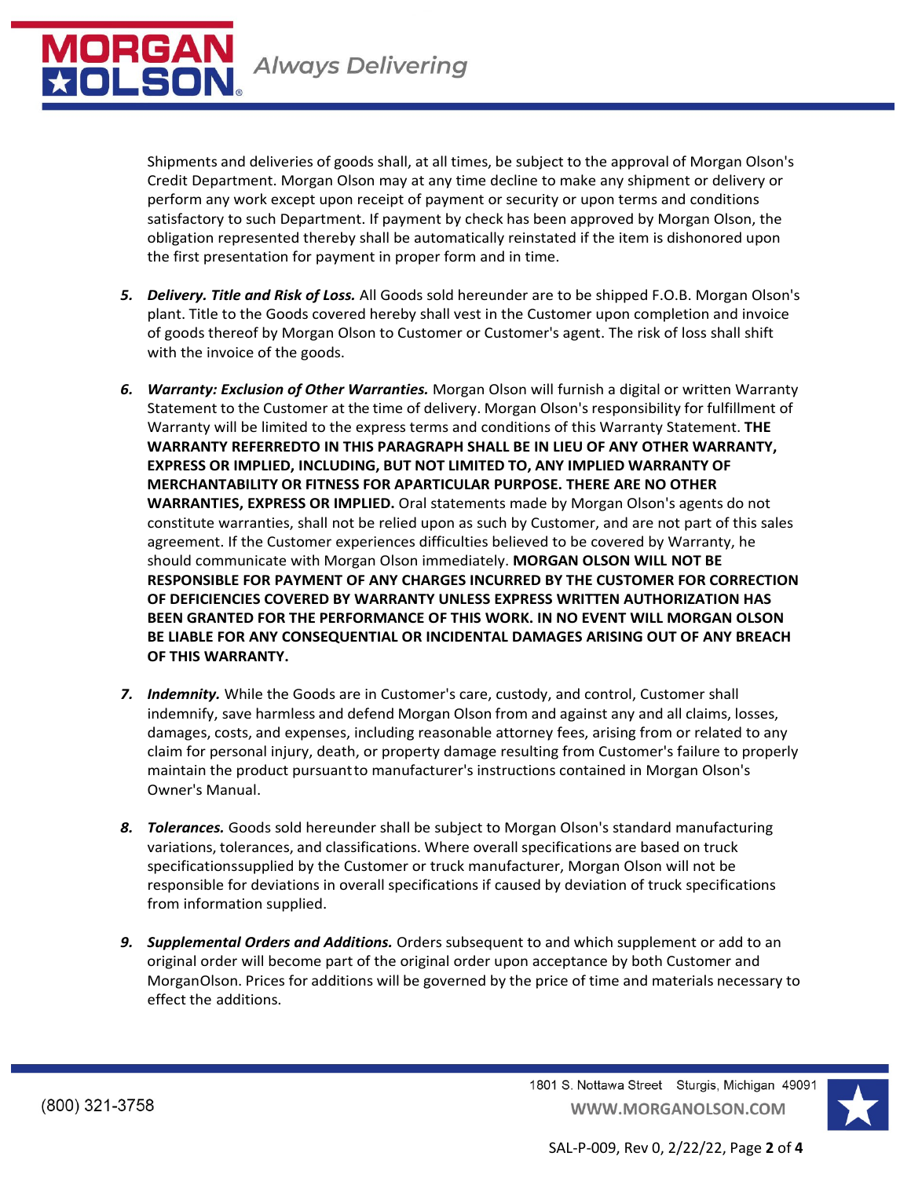Shipments and deliveries of goods shall, at all times, be subject to the approval of Morgan Olson's Credit Department. Morgan Olson may at any time decline to make any shipment or delivery or perform any work except upon receipt of payment or security or upon terms and conditions satisfactory to such Department. If payment by check has been approved by Morgan Olson, the obligation represented thereby shall be automatically reinstated if the item is dishonored upon the first presentation for payment in proper form and in time.

5. ***Delivery. Title and Risk of Loss.*** All Goods sold hereunder are to be shipped F.O.B. Morgan Olson's plant. Title to the Goods covered hereby shall vest in the Customer upon completion and invoice of goods thereof by Morgan Olson to Customer or Customer's agent. The risk of loss shall shift with the invoice of the goods.

6. ***Warranty: Exclusion of Other Warranties.*** Morgan Olson will furnish a digital or written Warranty Statement to the Customer at the time of delivery. Morgan Olson's responsibility for fulfillment of Warranty will be limited to the express terms and conditions of this Warranty Statement. **THE WARRANTY REFERREDTO IN THIS PARAGRAPH SHALL BE IN LIEU OF ANY OTHER WARRANTY, EXPRESS OR IMPLIED, INCLUDING, BUT NOT LIMITED TO, ANY IMPLIED WARRANTY OF MERCHANTABILITY OR FITNESS FOR APARTICULAR PURPOSE. THERE ARE NO OTHER WARRANTIES, EXPRESS OR IMPLIED.** Oral statements made by Morgan Olson's agents do not constitute warranties, shall not be relied upon as such by Customer, and are not part of this sales agreement. If the Customer experiences difficulties believed to be covered by Warranty, he should communicate with Morgan Olson immediately. **MORGAN OLSON WILL NOT BE RESPONSIBLE FOR PAYMENT OF ANY CHARGES INCURRED BY THE CUSTOMER FOR CORRECTION OF DEFICIENCIES COVERED BY WARRANTY UNLESS EXPRESS WRITTEN AUTHORIZATION HAS BEEN GRANTED FOR THE PERFORMANCE OF THIS WORK. IN NO EVENT WILL MORGAN OLSON BE LIABLE FOR ANY CONSEQUENTIAL OR INCIDENTAL DAMAGES ARISING OUT OF ANY BREACH OF THIS WARRANTY.**

7. ***Indemnity.*** While the Goods are in Customer's care, custody, and control, Customer shall indemnify, save harmless and defend Morgan Olson from and against any and all claims, losses, damages, costs, and expenses, including reasonable attorney fees, arising from or related to any claim for personal injury, death, or property damage resulting from Customer's failure to properly maintain the product pursuantto manufacturer's instructions contained in Morgan Olson's Owner's Manual.

8. ***Tolerances.*** Goods sold hereunder shall be subject to Morgan Olson's standard manufacturing variations, tolerances, and classifications. Where overall specifications are based on truck specificationssupplied by the Customer or truck manufacturer, Morgan Olson will not be responsible for deviations in overall specifications if caused by deviation of truck specifications from information supplied.

9. ***Supplemental Orders and Additions.*** Orders subsequent to and which supplement or add to an original order will become part of the original order upon acceptance by both Customer and MorganOlson. Prices for additions will be governed by the price of time and materials necessary to effect the additions.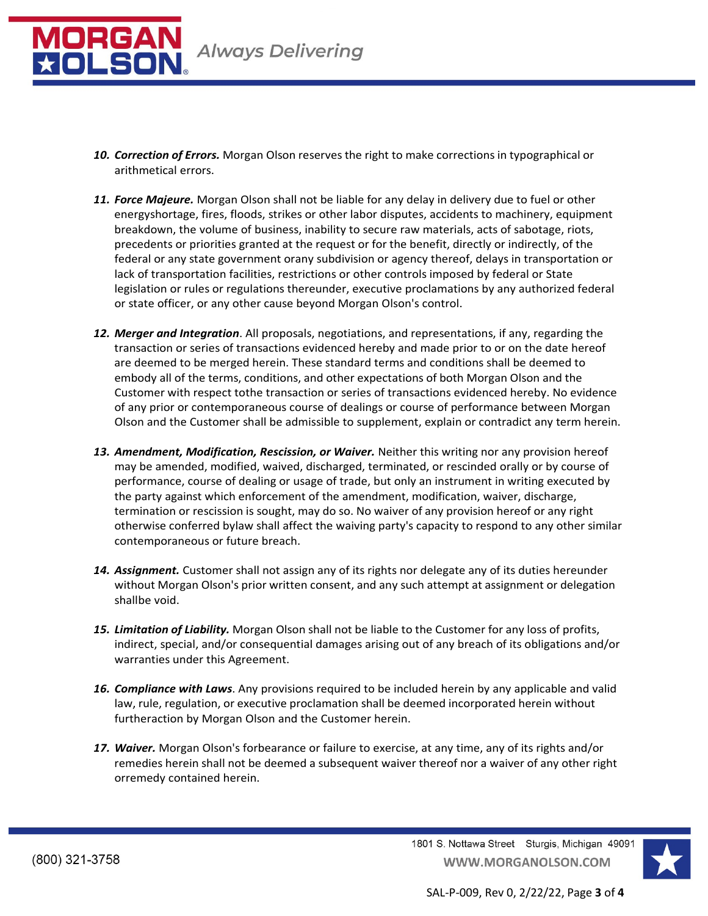10. ***Correction of Errors.*** Morgan Olson reserves the right to make corrections in typographical or arithmetical errors.

11. ***Force Majeure.*** Morgan Olson shall not be liable for any delay in delivery due to fuel or other energyshortage, fires, floods, strikes or other labor disputes, accidents to machinery, equipment breakdown, the volume of business, inability to secure raw materials, acts of sabotage, riots, precedents or priorities granted at the request or for the benefit, directly or indirectly, of the federal or any state government orany subdivision or agency thereof, delays in transportation or lack of transportation facilities, restrictions or other controls imposed by federal or State legislation or rules or regulations thereunder, executive proclamations by any authorized federal or state officer, or any other cause beyond Morgan Olson's control.

12. ***Merger and Integration***. All proposals, negotiations, and representations, if any, regarding the transaction or series of transactions evidenced hereby and made prior to or on the date hereof are deemed to be merged herein. These standard terms and conditions shall be deemed to embody all of the terms, conditions, and other expectations of both Morgan Olson and the Customer with respect tothe transaction or series of transactions evidenced hereby. No evidence of any prior or contemporaneous course of dealings or course of performance between Morgan Olson and the Customer shall be admissible to supplement, explain or contradict any term herein.

13. ***Amendment, Modification, Rescission, or Waiver.*** Neither this writing nor any provision hereof may be amended, modified, waived, discharged, terminated, or rescinded orally or by course of performance, course of dealing or usage of trade, but only an instrument in writing executed by the party against which enforcement of the amendment, modification, waiver, discharge, termination or rescission is sought, may do so. No waiver of any provision hereof or any right otherwise conferred bylaw shall affect the waiving party's capacity to respond to any other similar contemporaneous or future breach.

14. ***Assignment.*** Customer shall not assign any of its rights nor delegate any of its duties hereunder without Morgan Olson's prior written consent, and any such attempt at assignment or delegation shallbe void.

15. ***Limitation of Liability.*** Morgan Olson shall not be liable to the Customer for any loss of profits, indirect, special, and/or consequential damages arising out of any breach of its obligations and/or warranties under this Agreement.

16. ***Compliance with Laws***. Any provisions required to be included herein by any applicable and valid law, rule, regulation, or executive proclamation shall be deemed incorporated herein without furtheraction by Morgan Olson and the Customer herein.

17. ***Waiver.*** Morgan Olson's forbearance or failure to exercise, at any time, any of its rights and/or remedies herein shall not be deemed a subsequent waiver thereof nor a waiver of any other right orremedy contained herein.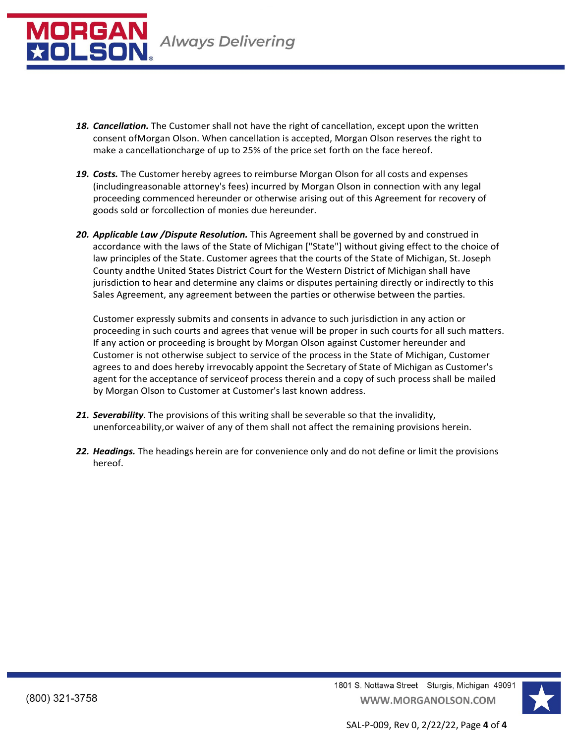18. ***Cancellation.*** The Customer shall not have the right of cancellation, except upon the written consent ofMorgan Olson. When cancellation is accepted, Morgan Olson reserves the right to make a cancellationcharge of up to 25% of the price set forth on the face hereof.

19. ***Costs.*** The Customer hereby agrees to reimburse Morgan Olson for all costs and expenses (includingreasonable attorney's fees) incurred by Morgan Olson in connection with any legal proceeding commenced hereunder or otherwise arising out of this Agreement for recovery of goods sold or forcollection of monies due hereunder.

20. ***Applicable Law /Dispute Resolution.*** This Agreement shall be governed by and construed in accordance with the laws of the State of Michigan ["State"] without giving effect to the choice of law principles of the State. Customer agrees that the courts of the State of Michigan, St. Joseph County andthe United States District Court for the Western District of Michigan shall have jurisdiction to hear and determine any claims or disputes pertaining directly or indirectly to this Sales Agreement, any agreement between the parties or otherwise between the parties.

    Customer expressly submits and consents in advance to such jurisdiction in any action or proceeding in such courts and agrees that venue will be proper in such courts for all such matters. If any action or proceeding is brought by Morgan Olson against Customer hereunder and Customer is not otherwise subject to service of the process in the State of Michigan, Customer agrees to and does hereby irrevocably appoint the Secretary of State of Michigan as Customer's agent for the acceptance of serviceof process therein and a copy of such process shall be mailed by Morgan Olson to Customer at Customer's last known address.

21. ***Severability***. The provisions of this writing shall be severable so that the invalidity, unenforceability,or waiver of any of them shall not affect the remaining provisions herein.

22. ***Headings.*** The headings herein are for convenience only and do not define or limit the provisions hereof.